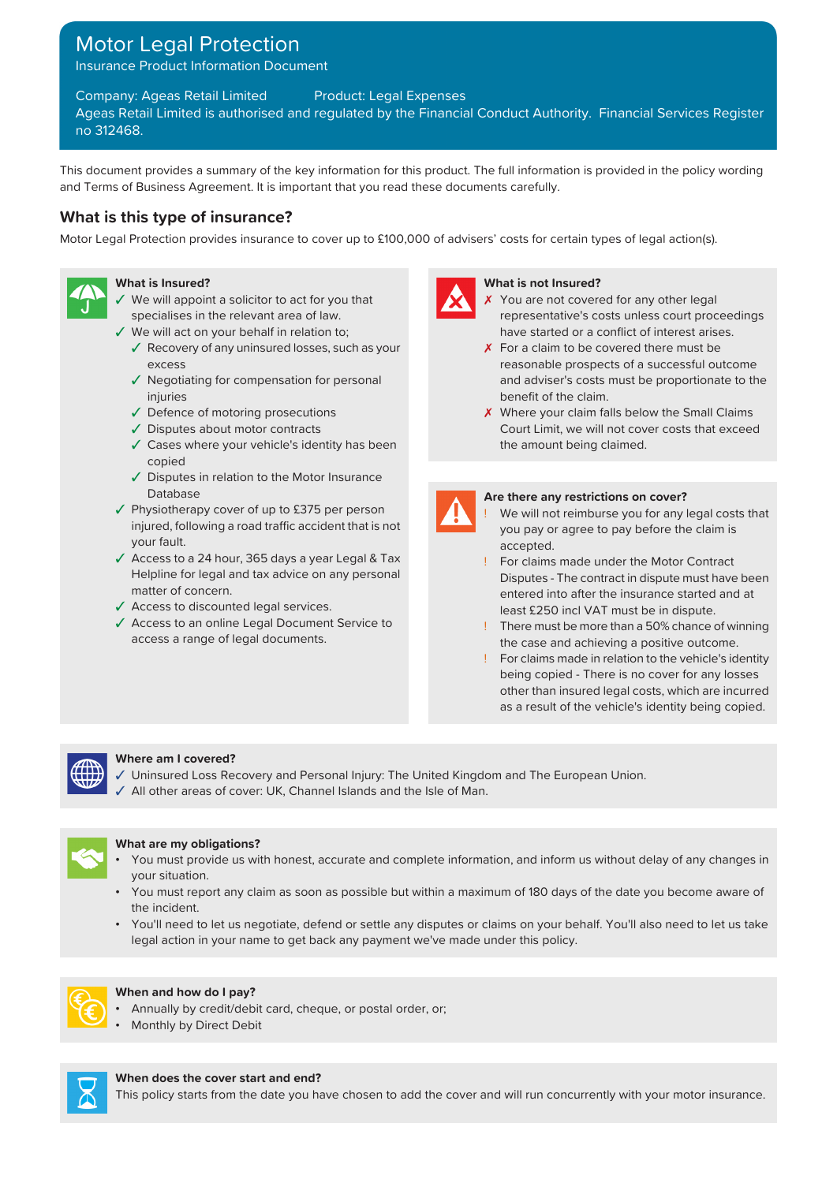# Motor Legal Protection

Insurance Product Information Document

Company: Ageas Retail Limited Product: Legal Expenses

Ageas Retail Limited is authorised and regulated by the Financial Conduct Authority. Financial Services Register no 312468.

This document provides a summary of the key information for this product. The full information is provided in the policy wording and Terms of Business Agreement. It is important that you read these documents carefully.

## What is this type of insurance?

Motor Legal Protection provides insurance to cover up to £100,000 of advisers' costs for certain types of legal action(s).

### What is Insured?

- ✓ We will appoint a solicitor to act for you that specialises in the relevant area of law.
- ✓ We will act on your behalf in relation to;
  - ✓ Recovery of any uninsured losses, such as your excess
  - ✓ Negotiating for compensation for personal injuries
  - ✓ Defence of motoring prosecutions
  - ✓ Disputes about motor contracts
  - ✓ Cases where your vehicle's identity has been copied
  - ✓ Disputes in relation to the Motor Insurance Database
- ✓ Physiotherapy cover of up to £375 per person injured, following a road traffic accident that is not your fault.
- ✓ Access to a 24 hour, 365 days a year Legal & Tax Helpline for legal and tax advice on any personal matter of concern.
- ✓ Access to discounted legal services.
- ✓ Access to an online Legal Document Service to access a range of legal documents.

### What is not Insured?

- ✗ You are not covered for any other legal representative's costs unless court proceedings have started or a conflict of interest arises.
- ✗ For a claim to be covered there must be reasonable prospects of a successful outcome and adviser's costs must be proportionate to the benefit of the claim.
- ✗ Where your claim falls below the Small Claims Court Limit, we will not cover costs that exceed the amount being claimed.

### Are there any restrictions on cover?

- ! We will not reimburse you for any legal costs that you pay or agree to pay before the claim is accepted.
- ! For claims made under the Motor Contract Disputes - The contract in dispute must have been entered into after the insurance started and at least £250 incl VAT must be in dispute.
- ! There must be more than a 50% chance of winning the case and achieving a positive outcome.
- ! For claims made in relation to the vehicle's identity being copied - There is no cover for any losses other than insured legal costs, which are incurred as a result of the vehicle's identity being copied.

### Where am I covered?

- ✓ Uninsured Loss Recovery and Personal Injury: The United Kingdom and The European Union.
- ✓ All other areas of cover: UK, Channel Islands and the Isle of Man.

### What are my obligations?

- You must provide us with honest, accurate and complete information, and inform us without delay of any changes in your situation.
- You must report any claim as soon as possible but within a maximum of 180 days of the date you become aware of the incident.
- You'll need to let us negotiate, defend or settle any disputes or claims on your behalf. You'll also need to let us take legal action in your name to get back any payment we've made under this policy.

### When and how do I pay?

- Annually by credit/debit card, cheque, or postal order, or;
- Monthly by Direct Debit

### When does the cover start and end?

This policy starts from the date you have chosen to add the cover and will run concurrently with your motor insurance.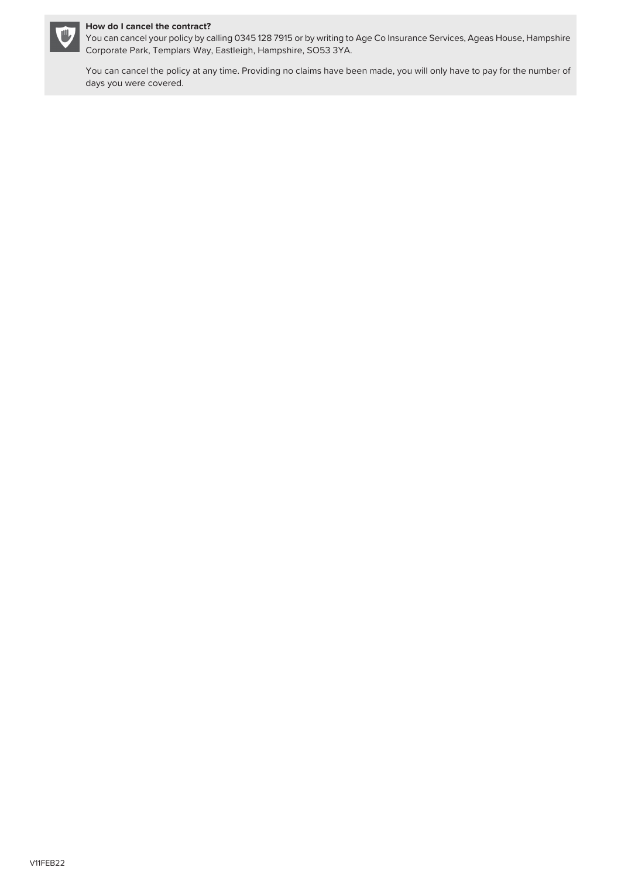**How do I cancel the contract?**

You can cancel your policy by calling 0345 128 7915 or by writing to Age Co Insurance Services, Ageas House, Hampshire Corporate Park, Templars Way, Eastleigh, Hampshire, SO53 3YA.

You can cancel the policy at any time. Providing no claims have been made, you will only have to pay for the number of days you were covered.

V11FEB22